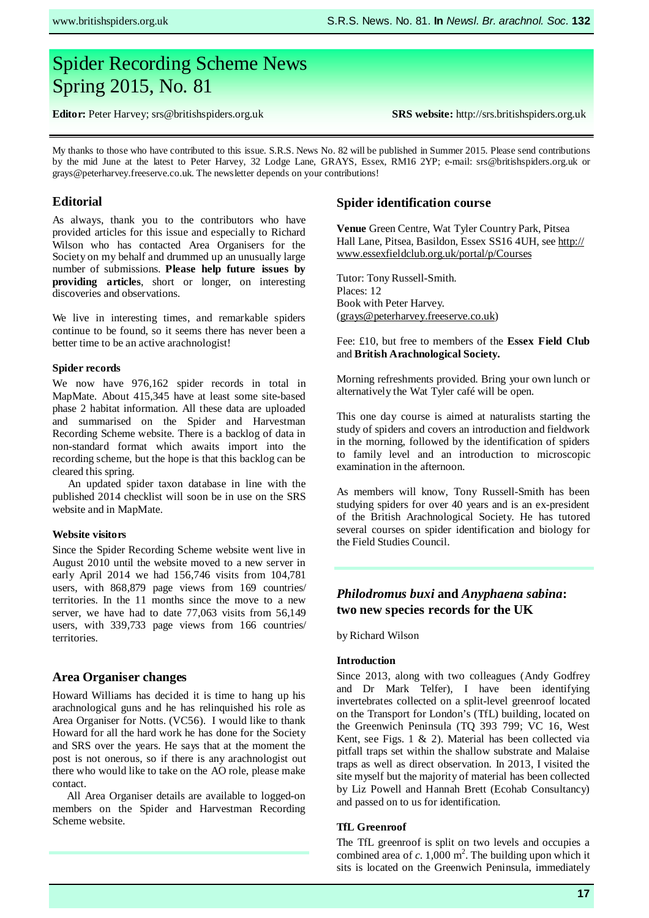# Spider Recording Scheme News Spring 2015, No. 81

**Editor:** Peter Harvey; srs@britishspiders.org.uk **SRS website:** http://srs.britishspiders.org.uk

My thanks to those who have contributed to this issue. S.R.S. News No. 82 will be published in Summer 2015. Please send contributions by the mid June at the latest to Peter Harvey, 32 Lodge Lane, GRAYS, Essex, RM16 2YP; e-mail: srs@britishspiders.org.uk or grays@peterharvey.freeserve.co.uk. The newsletter depends on your contributions!

## Editorial

As always, thank you to the contributors who have provided articles for this issue and especially to Richard Wilson who has contacted Area Organisers for the Society on my behalf and drummed up an unusually large number of submissions. **Please help future issues by providing articles**, short or longer, on interesting discoveries and observations.

We live in interesting times, and remarkable spiders continue to be found, so it seems there has never been a better time to be an active arachnologist!

### Spider records

We now have 976,162 spider records in total in MapMate. About 415,345 have at least some site-based phase 2 habitat information. All these data are uploaded and summarised on the Spider and Harvestman Recording Scheme website. There is a backlog of data in non-standard format which awaits import into the recording scheme, but the hope is that this backlog can be cleared this spring.

An updated spider taxon database in line with the published 2014 checklist will soon be in use on the SRS website and in MapMate.

### Website visitors

Since the Spider Recording Scheme website went live in August 2010 until the website moved to a new server in early April 2014 we had 156,746 visits from 104,781 users, with 868,879 page views from 169 countries/ territories. In the 11 months since the move to a new server, we have had to date 77,063 visits from 56,149 users, with 339,733 page views from 166 countries/ territories.

## Area Organiser changes

Howard Williams has decided it is time to hang up his arachnological guns and he has relinquished his role as Area Organiser for Notts. (VC56). I would like to thank Howard for all the hard work he has done for the Society and SRS over the years. He says that at the moment the post is not onerous, so if there is any arachnologist out there who would like to take on the AO role, please make contact.

All Area Organiser details are available to logged-on members on the Spider and Harvestman Recording Scheme website.

## Spider identification course

**Venue** Green Centre, Wat Tyler Country Park, Pitsea Hall Lane, Pitsea, Basildon, Essex SS16 4UH, see http://www.essexfieldclub.org.uk/portal/p/Courses

Tutor: Tony Russell-Smith.
Places: 12
Book with Peter Harvey.
(grays@peterharvey.freeserve.co.uk)

Fee: £10, but free to members of the **Essex Field Club** and **British Arachnological Society.**

Morning refreshments provided. Bring your own lunch or alternatively the Wat Tyler café will be open.

This one day course is aimed at naturalists starting the study of spiders and covers an introduction and fieldwork in the morning, followed by the identification of spiders to family level and an introduction to microscopic examination in the afternoon.

As members will know, Tony Russell-Smith has been studying spiders for over 40 years and is an ex-president of the British Arachnological Society. He has tutored several courses on spider identification and biology for the Field Studies Council.

## *Philodromus buxi* and *Anyphaena sabina*: two new species records for the UK

by Richard Wilson

### Introduction

Since 2013, along with two colleagues (Andy Godfrey and Dr Mark Telfer), I have been identifying invertebrates collected on a split-level greenroof located on the Transport for London's (TfL) building, located on the Greenwich Peninsula (TQ 393 799; VC 16, West Kent, see Figs. 1 & 2). Material has been collected via pitfall traps set within the shallow substrate and Malaise traps as well as direct observation. In 2013, I visited the site myself but the majority of material has been collected by Liz Powell and Hannah Brett (Ecohab Consultancy) and passed on to us for identification.

### TfL Greenroof

The TfL greenroof is split on two levels and occupies a combined area of *c.* 1,000 m$^2$. The building upon which it sits is located on the Greenwich Peninsula, immediately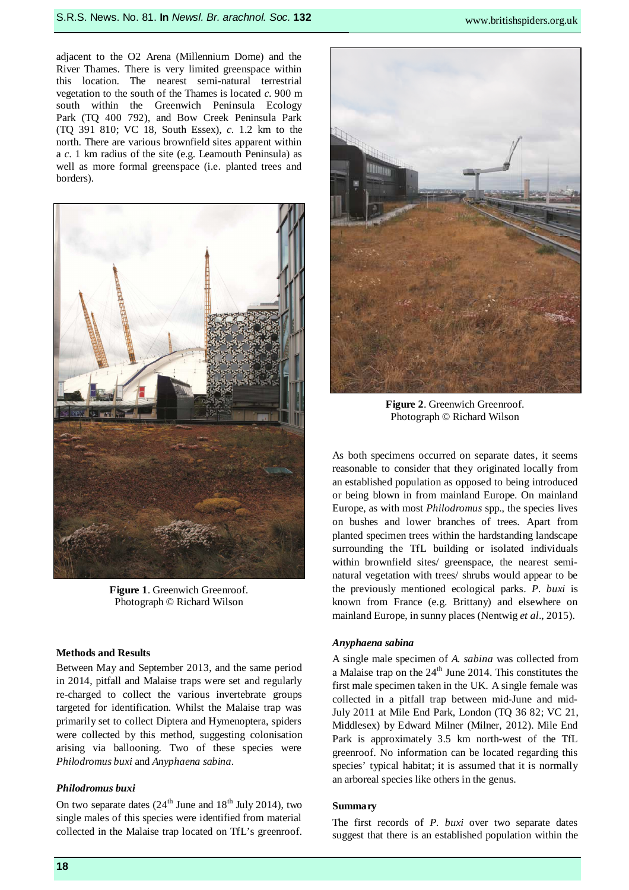adjacent to the O2 Arena (Millennium Dome) and the River Thames. There is very limited greenspace within this location. The nearest semi-natural terrestrial vegetation to the south of the Thames is located *c.* 900 m south within the Greenwich Peninsula Ecology Park (TQ 400 792), and Bow Creek Peninsula Park (TQ 391 810; VC 18, South Essex), *c.* 1.2 km to the north. There are various brownfield sites apparent within a *c.* 1 km radius of the site (e.g. Leamouth Peninsula) as well as more formal greenspace (i.e. planted trees and borders).

**Figure 1**. Greenwich Greenroof. Photograph © Richard Wilson

### Methods and Results

Between May and September 2013, and the same period in 2014, pitfall and Malaise traps were set and regularly re-charged to collect the various invertebrate groups targeted for identification. Whilst the Malaise trap was primarily set to collect Diptera and Hymenoptera, spiders were collected by this method, suggesting colonisation arising via ballooning. Two of these species were *Philodromus buxi* and *Anyphaena sabina*.

#### *Philodromus buxi*

On two separate dates (24th June and 18th July 2014), two single males of this species were identified from material collected in the Malaise trap located on TfL's greenroof.

**Figure 2**. Greenwich Greenroof. Photograph © Richard Wilson

As both specimens occurred on separate dates, it seems reasonable to consider that they originated locally from an established population as opposed to being introduced or being blown in from mainland Europe. On mainland Europe, as with most *Philodromus* spp., the species lives on bushes and lower branches of trees. Apart from planted specimen trees within the hardstanding landscape surrounding the TfL building or isolated individuals within brownfield sites/ greenspace, the nearest semi-natural vegetation with trees/ shrubs would appear to be the previously mentioned ecological parks. *P. buxi* is known from France (e.g. Brittany) and elsewhere on mainland Europe, in sunny places (Nentwig *et al*., 2015).

#### *Anyphaena sabina*

A single male specimen of *A. sabina* was collected from a Malaise trap on the 24th June 2014. This constitutes the first male specimen taken in the UK. A single female was collected in a pitfall trap between mid-June and mid-July 2011 at Mile End Park, London (TQ 36 82; VC 21, Middlesex) by Edward Milner (Milner, 2012). Mile End Park is approximately 3.5 km north-west of the TfL greenroof. No information can be located regarding this species' typical habitat; it is assumed that it is normally an arboreal species like others in the genus.

### Summary

The first records of *P. buxi* over two separate dates suggest that there is an established population within the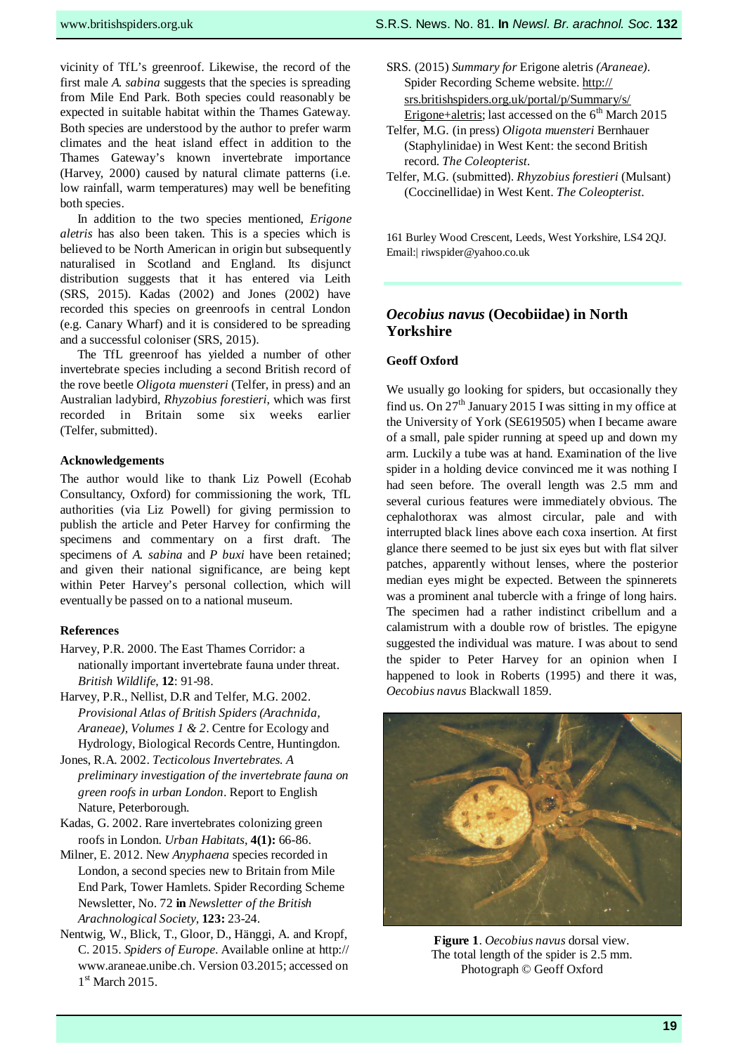vicinity of TfL's greenroof. Likewise, the record of the first male *A. sabina* suggests that the species is spreading from Mile End Park. Both species could reasonably be expected in suitable habitat within the Thames Gateway. Both species are understood by the author to prefer warm climates and the heat island effect in addition to the Thames Gateway's known invertebrate importance (Harvey, 2000) caused by natural climate patterns (i.e. low rainfall, warm temperatures) may well be benefiting both species.

In addition to the two species mentioned, *Erigone aletris* has also been taken. This is a species which is believed to be North American in origin but subsequently naturalised in Scotland and England. Its disjunct distribution suggests that it has entered via Leith (SRS, 2015). Kadas (2002) and Jones (2002) have recorded this species on greenroofs in central London (e.g. Canary Wharf) and it is considered to be spreading and a successful coloniser (SRS, 2015).

The TfL greenroof has yielded a number of other invertebrate species including a second British record of the rove beetle *Oligota muensteri* (Telfer, in press) and an Australian ladybird, *Rhyzobius forestieri*, which was first recorded in Britain some six weeks earlier (Telfer, submitted).

#### Acknowledgements

The author would like to thank Liz Powell (Ecohab Consultancy, Oxford) for commissioning the work, TfL authorities (via Liz Powell) for giving permission to publish the article and Peter Harvey for confirming the specimens and commentary on a first draft. The specimens of *A. sabina* and *P buxi* have been retained; and given their national significance, are being kept within Peter Harvey's personal collection, which will eventually be passed on to a national museum.

#### References

Harvey, P.R. 2000. The East Thames Corridor: a nationally important invertebrate fauna under threat. *British Wildlife*, **12**: 91-98.

Harvey, P.R., Nellist, D.R and Telfer, M.G. 2002. *Provisional Atlas of British Spiders (Arachnida, Araneae), Volumes 1 & 2*. Centre for Ecology and Hydrology, Biological Records Centre, Huntingdon.

Jones, R.A. 2002. *Tecticolous Invertebrates. A preliminary investigation of the invertebrate fauna on green roofs in urban London*. Report to English Nature, Peterborough.

Kadas, G. 2002. Rare invertebrates colonizing green roofs in London. *Urban Habitats*, **4(1):** 66-86.

Milner, E. 2012. New *Anyphaena* species recorded in London, a second species new to Britain from Mile End Park, Tower Hamlets. Spider Recording Scheme Newsletter, No. 72 **in** *Newsletter of the British Arachnological Society*, **123:** 23-24.

Nentwig, W., Blick, T., Gloor, D., Hänggi, A. and Kropf, C. 2015. *Spiders of Europe*. Available online at http://www.araneae.unibe.ch. Version 03.2015; accessed on 1st March 2015.

SRS. (2015) *Summary for* Erigone aletris *(Araneae)*. Spider Recording Scheme website. http://srs.britishspiders.org.uk/portal/p/Summary/s/Erigone+aletris; last accessed on the 6th March 2015

Telfer, M.G. (in press) *Oligota muensteri* Bernhauer (Staphylinidae) in West Kent: the second British record. *The Coleopterist*.

Telfer, M.G. (submitted). *Rhyzobius forestieri* (Mulsant) (Coccinellidae) in West Kent. *The Coleopterist*.

161 Burley Wood Crescent, Leeds, West Yorkshire, LS4 2QJ. Email:| riwspider@yahoo.co.uk

## *Oecobius navus* (Oecobiidae) in North Yorkshire

**Geoff Oxford**

We usually go looking for spiders, but occasionally they find us. On 27th January 2015 I was sitting in my office at the University of York (SE619505) when I became aware of a small, pale spider running at speed up and down my arm. Luckily a tube was at hand. Examination of the live spider in a holding device convinced me it was nothing I had seen before. The overall length was 2.5 mm and several curious features were immediately obvious. The cephalothorax was almost circular, pale and with interrupted black lines above each coxa insertion. At first glance there seemed to be just six eyes but with flat silver patches, apparently without lenses, where the posterior median eyes might be expected. Between the spinnerets was a prominent anal tubercle with a fringe of long hairs. The specimen had a rather indistinct cribellum and a calamistrum with a double row of bristles. The epigyne suggested the individual was mature. I was about to send the spider to Peter Harvey for an opinion when I happened to look in Roberts (1995) and there it was, *Oecobius navus* Blackwall 1859.

**Figure 1**. *Oecobius navus* dorsal view. The total length of the spider is 2.5 mm. Photograph © Geoff Oxford